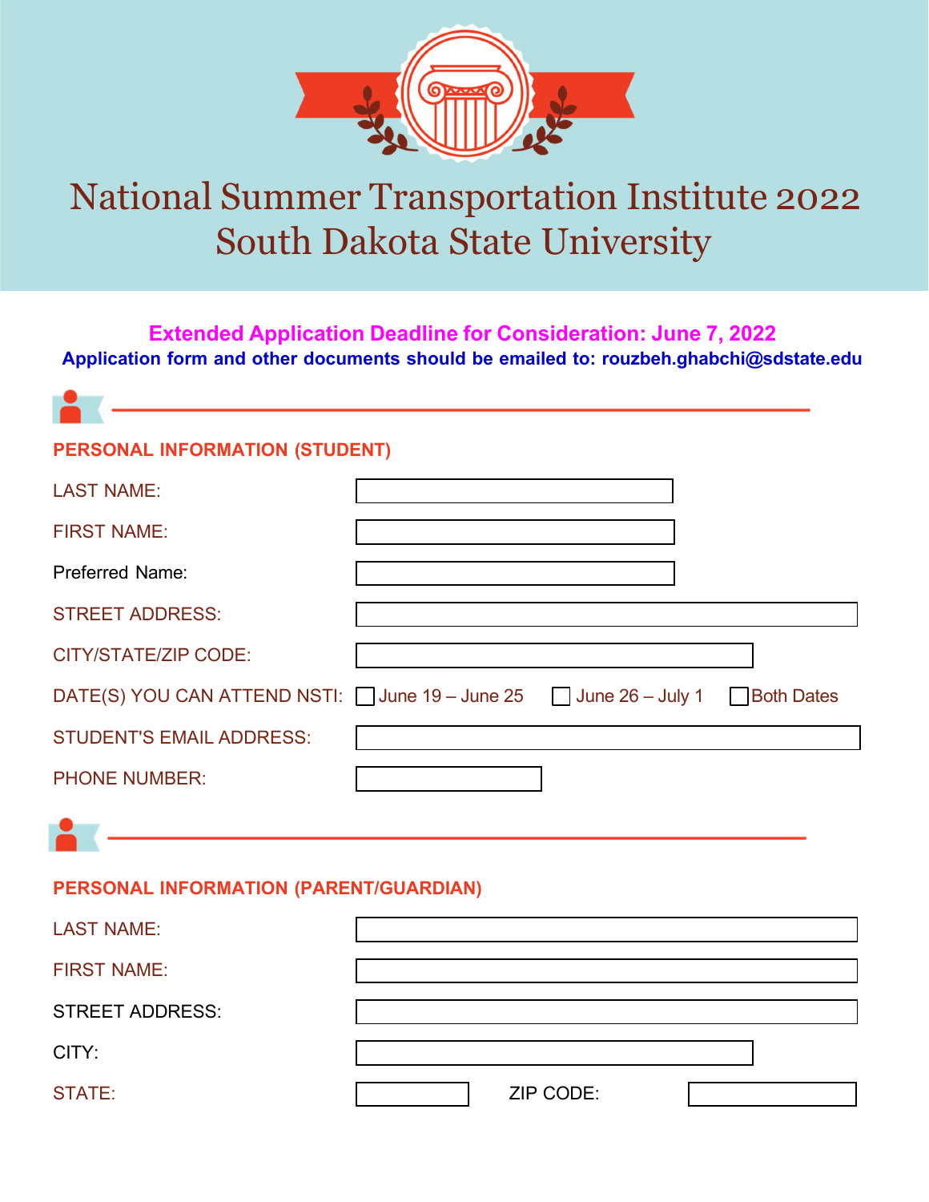# National Summer Transportation Institute 2022
# South Dakota State University

**Extended Application Deadline for Consideration: June 7, 2022**

**Application form and other documents should be emailed to: rouzbeh.ghabchi@sdstate.edu**

## PERSONAL INFORMATION (STUDENT)

LAST NAME:

FIRST NAME:

Preferred Name:

STREET ADDRESS:

CITY/STATE/ZIP CODE:

DATE(S) YOU CAN ATTEND NSTI: ☐ June 19 – June 25 ☐ June 26 – July 1 ☐ Both Dates

STUDENT'S EMAIL ADDRESS:

PHONE NUMBER:

## PERSONAL INFORMATION (PARENT/GUARDIAN)

LAST NAME:

FIRST NAME:

STREET ADDRESS:

CITY:

STATE: ZIP CODE: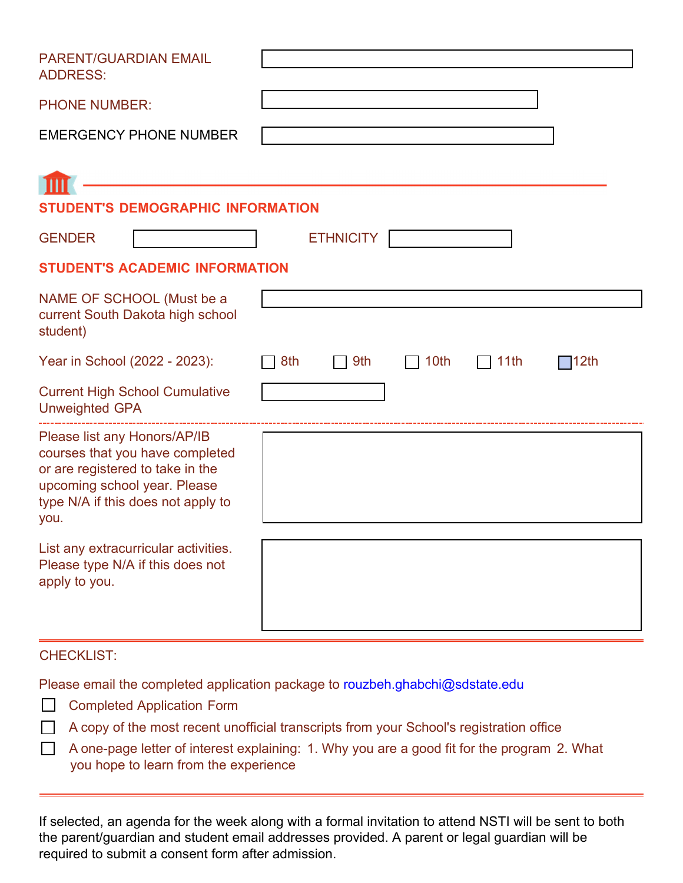PARENT/GUARDIAN EMAIL ADDRESS:

PHONE NUMBER:

EMERGENCY PHONE NUMBER

## STUDENT'S DEMOGRAPHIC INFORMATION

GENDER

ETHNICITY

## STUDENT'S ACADEMIC INFORMATION

NAME OF SCHOOL (Must be a current South Dakota high school student)

Year in School (2022 - 2023): ☐ 8th ☐ 9th ☐ 10th ☐ 11th ☐ 12th

Current High School Cumulative Unweighted GPA

Please list any Honors/AP/IB courses that you have completed or are registered to take in the upcoming school year. Please type N/A if this does not apply to you.

List any extracurricular activities. Please type N/A if this does not apply to you.

CHECKLIST:

Please email the completed application package to rouzbeh.ghabchi@sdstate.edu

- ☐ Completed Application Form
- ☐ A copy of the most recent unofficial transcripts from your School's registration office
- ☐ A one-page letter of interest explaining: 1. Why you are a good fit for the program 2. What you hope to learn from the experience

If selected, an agenda for the week along with a formal invitation to attend NSTI will be sent to both the parent/guardian and student email addresses provided. A parent or legal guardian will be required to submit a consent form after admission.